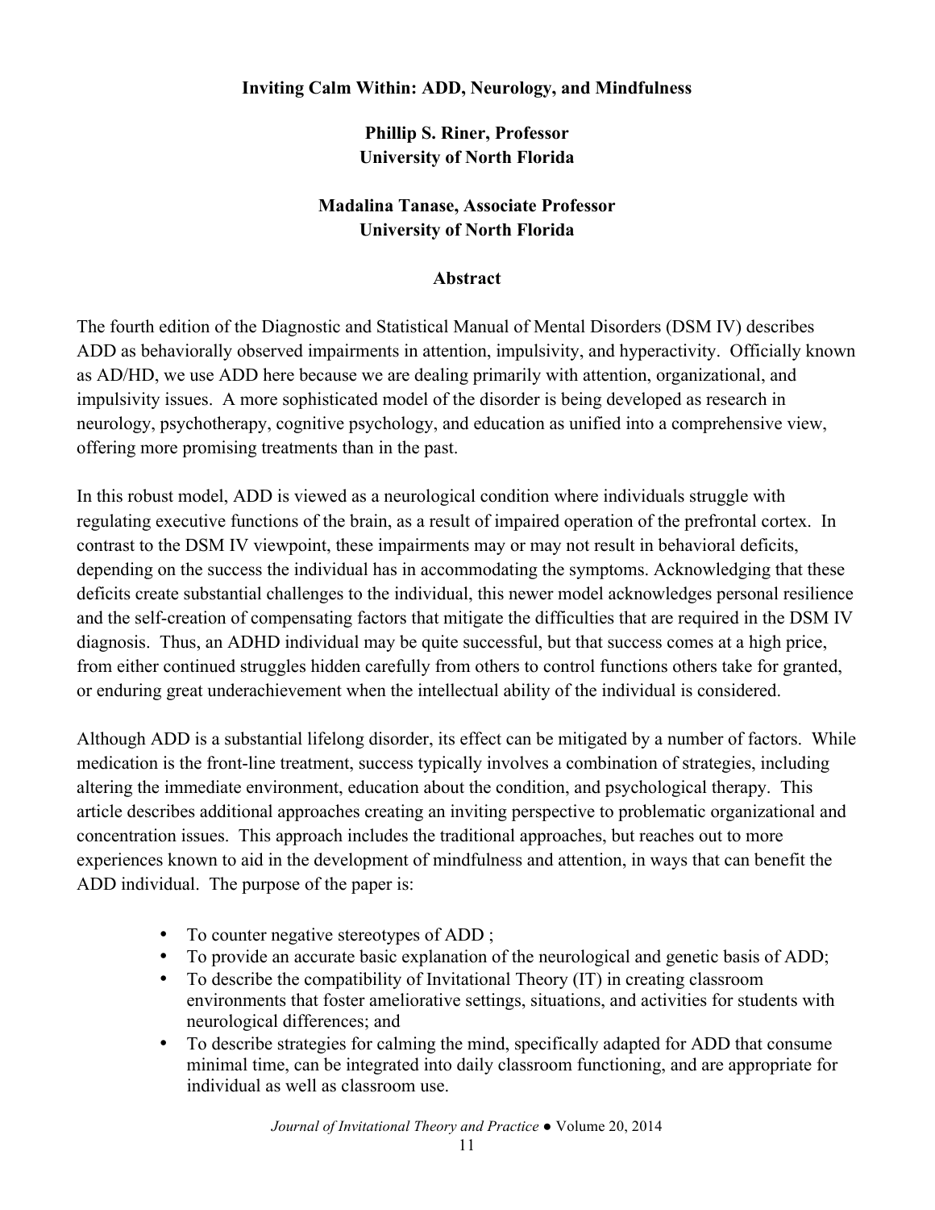# Inviting Calm Within: ADD, Neurology, and Mindfulness

**Phillip S. Riner, Professor**
**University of North Florida**

**Madalina Tanase, Associate Professor**
**University of North Florida**

## Abstract

The fourth edition of the Diagnostic and Statistical Manual of Mental Disorders (DSM IV) describes ADD as behaviorally observed impairments in attention, impulsivity, and hyperactivity. Officially known as AD/HD, we use ADD here because we are dealing primarily with attention, organizational, and impulsivity issues. A more sophisticated model of the disorder is being developed as research in neurology, psychotherapy, cognitive psychology, and education as unified into a comprehensive view, offering more promising treatments than in the past.

In this robust model, ADD is viewed as a neurological condition where individuals struggle with regulating executive functions of the brain, as a result of impaired operation of the prefrontal cortex. In contrast to the DSM IV viewpoint, these impairments may or may not result in behavioral deficits, depending on the success the individual has in accommodating the symptoms. Acknowledging that these deficits create substantial challenges to the individual, this newer model acknowledges personal resilience and the self-creation of compensating factors that mitigate the difficulties that are required in the DSM IV diagnosis. Thus, an ADHD individual may be quite successful, but that success comes at a high price, from either continued struggles hidden carefully from others to control functions others take for granted, or enduring great underachievement when the intellectual ability of the individual is considered.

Although ADD is a substantial lifelong disorder, its effect can be mitigated by a number of factors. While medication is the front-line treatment, success typically involves a combination of strategies, including altering the immediate environment, education about the condition, and psychological therapy. This article describes additional approaches creating an inviting perspective to problematic organizational and concentration issues. This approach includes the traditional approaches, but reaches out to more experiences known to aid in the development of mindfulness and attention, in ways that can benefit the ADD individual. The purpose of the paper is:

- To counter negative stereotypes of ADD ;
- To provide an accurate basic explanation of the neurological and genetic basis of ADD;
- To describe the compatibility of Invitational Theory (IT) in creating classroom environments that foster ameliorative settings, situations, and activities for students with neurological differences; and
- To describe strategies for calming the mind, specifically adapted for ADD that consume minimal time, can be integrated into daily classroom functioning, and are appropriate for individual as well as classroom use.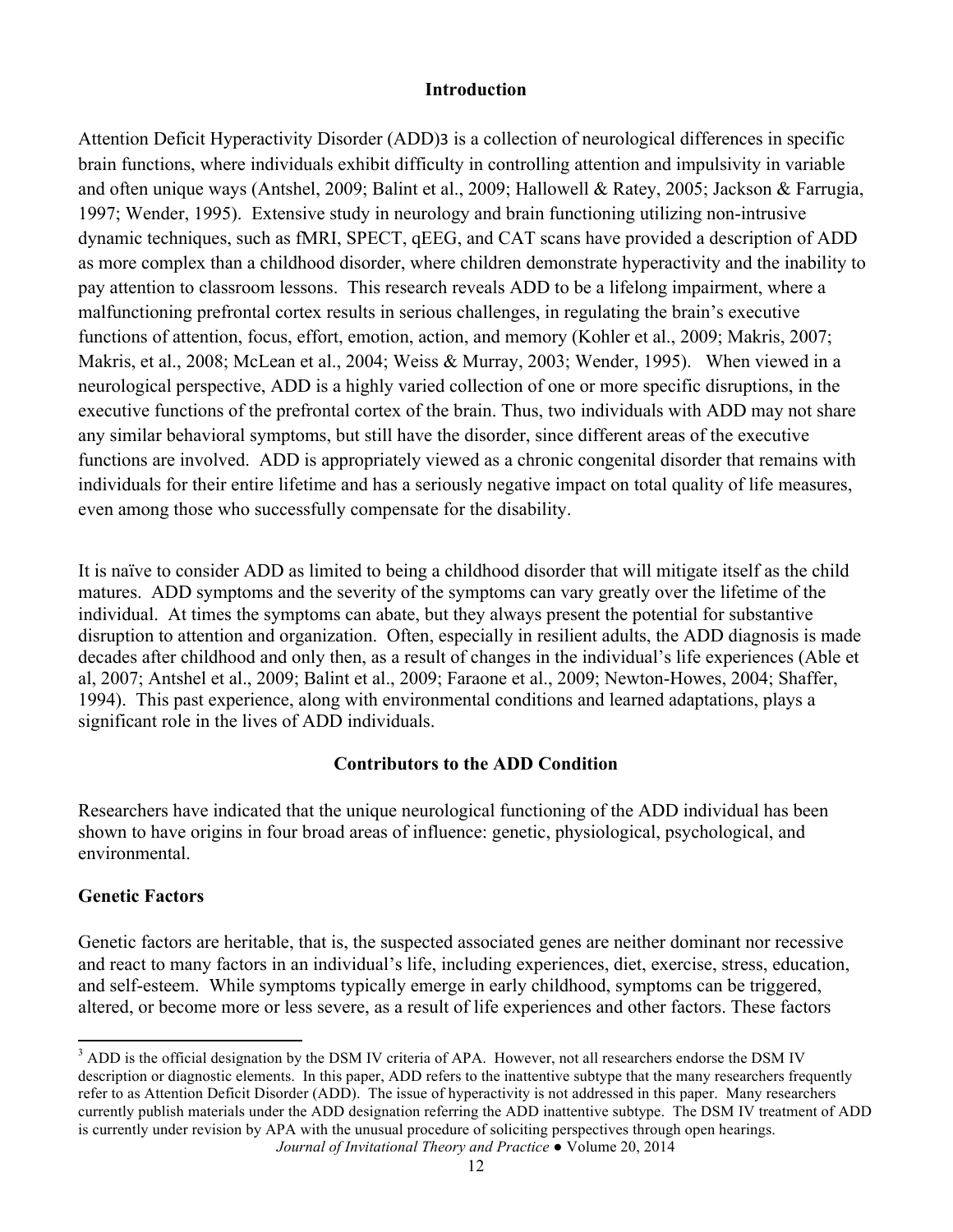## Introduction

Attention Deficit Hyperactivity Disorder (ADD)[3] is a collection of neurological differences in specific brain functions, where individuals exhibit difficulty in controlling attention and impulsivity in variable and often unique ways (Antshel, 2009; Balint et al., 2009; Hallowell & Ratey, 2005; Jackson & Farrugia, 1997; Wender, 1995). Extensive study in neurology and brain functioning utilizing non-intrusive dynamic techniques, such as fMRI, SPECT, qEEG, and CAT scans have provided a description of ADD as more complex than a childhood disorder, where children demonstrate hyperactivity and the inability to pay attention to classroom lessons. This research reveals ADD to be a lifelong impairment, where a malfunctioning prefrontal cortex results in serious challenges, in regulating the brain's executive functions of attention, focus, effort, emotion, action, and memory (Kohler et al., 2009; Makris, 2007; Makris, et al., 2008; McLean et al., 2004; Weiss & Murray, 2003; Wender, 1995). When viewed in a neurological perspective, ADD is a highly varied collection of one or more specific disruptions, in the executive functions of the prefrontal cortex of the brain. Thus, two individuals with ADD may not share any similar behavioral symptoms, but still have the disorder, since different areas of the executive functions are involved. ADD is appropriately viewed as a chronic congenital disorder that remains with individuals for their entire lifetime and has a seriously negative impact on total quality of life measures, even among those who successfully compensate for the disability.

It is naïve to consider ADD as limited to being a childhood disorder that will mitigate itself as the child matures. ADD symptoms and the severity of the symptoms can vary greatly over the lifetime of the individual. At times the symptoms can abate, but they always present the potential for substantive disruption to attention and organization. Often, especially in resilient adults, the ADD diagnosis is made decades after childhood and only then, as a result of changes in the individual's life experiences (Able et al, 2007; Antshel et al., 2009; Balint et al., 2009; Faraone et al., 2009; Newton-Howes, 2004; Shaffer, 1994). This past experience, along with environmental conditions and learned adaptations, plays a significant role in the lives of ADD individuals.

## Contributors to the ADD Condition

Researchers have indicated that the unique neurological functioning of the ADD individual has been shown to have origins in four broad areas of influence: genetic, physiological, psychological, and environmental.

### Genetic Factors

Genetic factors are heritable, that is, the suspected associated genes are neither dominant nor recessive and react to many factors in an individual's life, including experiences, diet, exercise, stress, education, and self-esteem. While symptoms typically emerge in early childhood, symptoms can be triggered, altered, or become more or less severe, as a result of life experiences and other factors. These factors

---

[3] ADD is the official designation by the DSM IV criteria of APA. However, not all researchers endorse the DSM IV description or diagnostic elements. In this paper, ADD refers to the inattentive subtype that the many researchers frequently refer to as Attention Deficit Disorder (ADD). The issue of hyperactivity is not addressed in this paper. Many researchers currently publish materials under the ADD designation referring the ADD inattentive subtype. The DSM IV treatment of ADD is currently under revision by APA with the unusual procedure of soliciting perspectives through open hearings.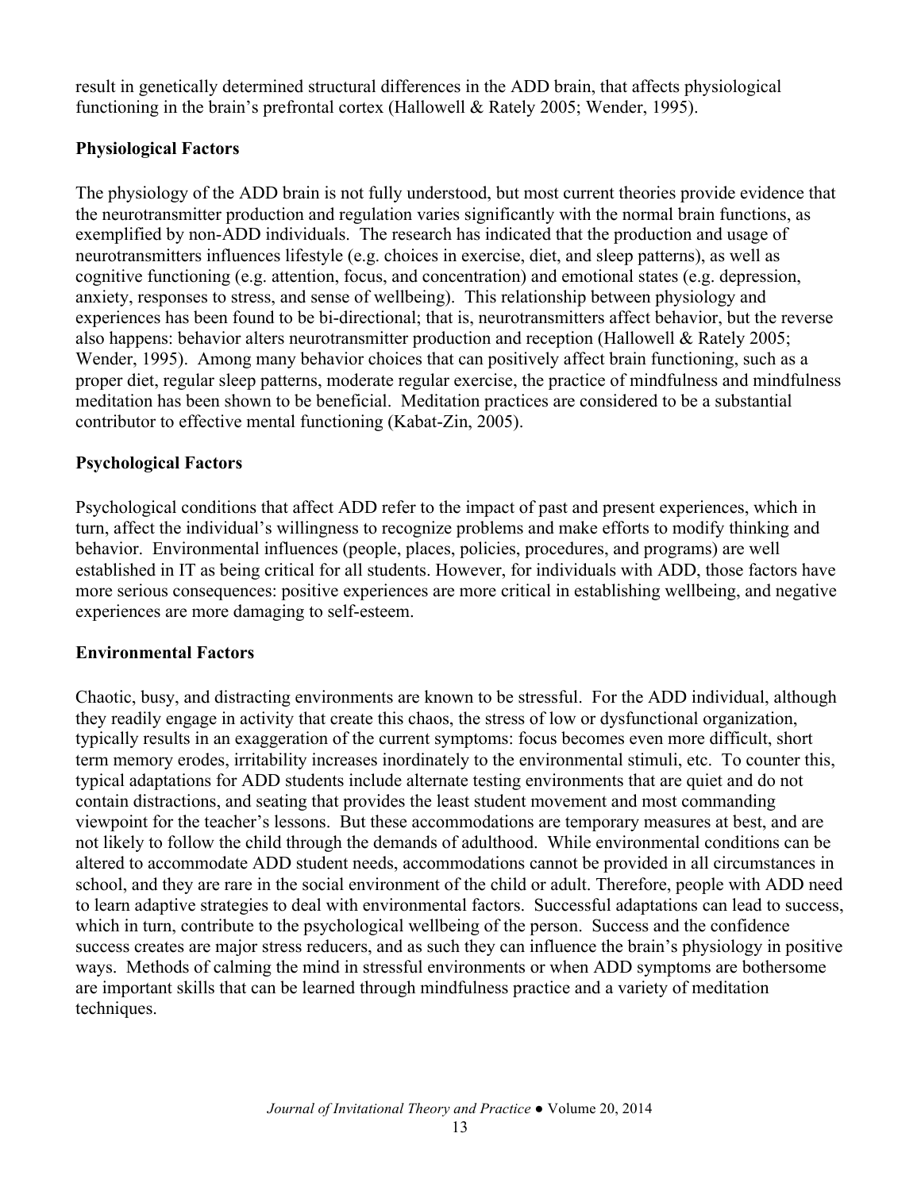result in genetically determined structural differences in the ADD brain, that affects physiological functioning in the brain's prefrontal cortex (Hallowell & Rately 2005; Wender, 1995).

## Physiological Factors

The physiology of the ADD brain is not fully understood, but most current theories provide evidence that the neurotransmitter production and regulation varies significantly with the normal brain functions, as exemplified by non-ADD individuals. The research has indicated that the production and usage of neurotransmitters influences lifestyle (e.g. choices in exercise, diet, and sleep patterns), as well as cognitive functioning (e.g. attention, focus, and concentration) and emotional states (e.g. depression, anxiety, responses to stress, and sense of wellbeing). This relationship between physiology and experiences has been found to be bi-directional; that is, neurotransmitters affect behavior, but the reverse also happens: behavior alters neurotransmitter production and reception (Hallowell & Rately 2005; Wender, 1995). Among many behavior choices that can positively affect brain functioning, such as a proper diet, regular sleep patterns, moderate regular exercise, the practice of mindfulness and mindfulness meditation has been shown to be beneficial. Meditation practices are considered to be a substantial contributor to effective mental functioning (Kabat-Zin, 2005).

## Psychological Factors

Psychological conditions that affect ADD refer to the impact of past and present experiences, which in turn, affect the individual's willingness to recognize problems and make efforts to modify thinking and behavior. Environmental influences (people, places, policies, procedures, and programs) are well established in IT as being critical for all students. However, for individuals with ADD, those factors have more serious consequences: positive experiences are more critical in establishing wellbeing, and negative experiences are more damaging to self-esteem.

## Environmental Factors

Chaotic, busy, and distracting environments are known to be stressful. For the ADD individual, although they readily engage in activity that create this chaos, the stress of low or dysfunctional organization, typically results in an exaggeration of the current symptoms: focus becomes even more difficult, short term memory erodes, irritability increases inordinately to the environmental stimuli, etc. To counter this, typical adaptations for ADD students include alternate testing environments that are quiet and do not contain distractions, and seating that provides the least student movement and most commanding viewpoint for the teacher's lessons. But these accommodations are temporary measures at best, and are not likely to follow the child through the demands of adulthood. While environmental conditions can be altered to accommodate ADD student needs, accommodations cannot be provided in all circumstances in school, and they are rare in the social environment of the child or adult. Therefore, people with ADD need to learn adaptive strategies to deal with environmental factors. Successful adaptations can lead to success, which in turn, contribute to the psychological wellbeing of the person. Success and the confidence success creates are major stress reducers, and as such they can influence the brain's physiology in positive ways. Methods of calming the mind in stressful environments or when ADD symptoms are bothersome are important skills that can be learned through mindfulness practice and a variety of meditation techniques.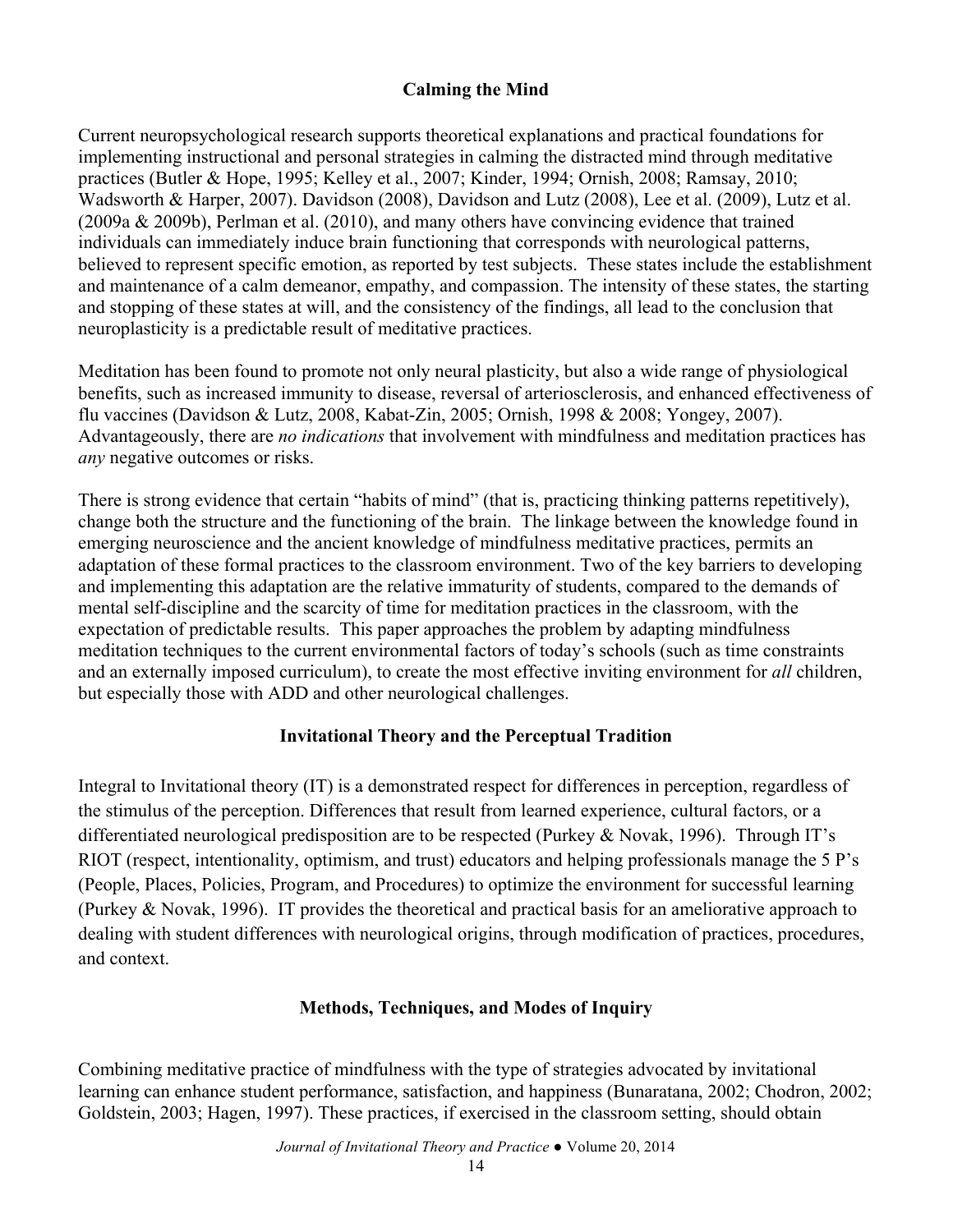## Calming the Mind

Current neuropsychological research supports theoretical explanations and practical foundations for implementing instructional and personal strategies in calming the distracted mind through meditative practices (Butler & Hope, 1995; Kelley et al., 2007; Kinder, 1994; Ornish, 2008; Ramsay, 2010; Wadsworth & Harper, 2007). Davidson (2008), Davidson and Lutz (2008), Lee et al. (2009), Lutz et al. (2009a & 2009b), Perlman et al. (2010), and many others have convincing evidence that trained individuals can immediately induce brain functioning that corresponds with neurological patterns, believed to represent specific emotion, as reported by test subjects. These states include the establishment and maintenance of a calm demeanor, empathy, and compassion. The intensity of these states, the starting and stopping of these states at will, and the consistency of the findings, all lead to the conclusion that neuroplasticity is a predictable result of meditative practices.

Meditation has been found to promote not only neural plasticity, but also a wide range of physiological benefits, such as increased immunity to disease, reversal of arteriosclerosis, and enhanced effectiveness of flu vaccines (Davidson & Lutz, 2008, Kabat-Zin, 2005; Ornish, 1998 & 2008; Yongey, 2007). Advantageously, there are *no indications* that involvement with mindfulness and meditation practices has *any* negative outcomes or risks.

There is strong evidence that certain "habits of mind" (that is, practicing thinking patterns repetitively), change both the structure and the functioning of the brain. The linkage between the knowledge found in emerging neuroscience and the ancient knowledge of mindfulness meditative practices, permits an adaptation of these formal practices to the classroom environment. Two of the key barriers to developing and implementing this adaptation are the relative immaturity of students, compared to the demands of mental self-discipline and the scarcity of time for meditation practices in the classroom, with the expectation of predictable results. This paper approaches the problem by adapting mindfulness meditation techniques to the current environmental factors of today's schools (such as time constraints and an externally imposed curriculum), to create the most effective inviting environment for *all* children, but especially those with ADD and other neurological challenges.

## Invitational Theory and the Perceptual Tradition

Integral to Invitational theory (IT) is a demonstrated respect for differences in perception, regardless of the stimulus of the perception. Differences that result from learned experience, cultural factors, or a differentiated neurological predisposition are to be respected (Purkey & Novak, 1996). Through IT's RIOT (respect, intentionality, optimism, and trust) educators and helping professionals manage the 5 P's (People, Places, Policies, Program, and Procedures) to optimize the environment for successful learning (Purkey & Novak, 1996). IT provides the theoretical and practical basis for an ameliorative approach to dealing with student differences with neurological origins, through modification of practices, procedures, and context.

## Methods, Techniques, and Modes of Inquiry

Combining meditative practice of mindfulness with the type of strategies advocated by invitational learning can enhance student performance, satisfaction, and happiness (Bunaratana, 2002; Chodron, 2002; Goldstein, 2003; Hagen, 1997). These practices, if exercised in the classroom setting, should obtain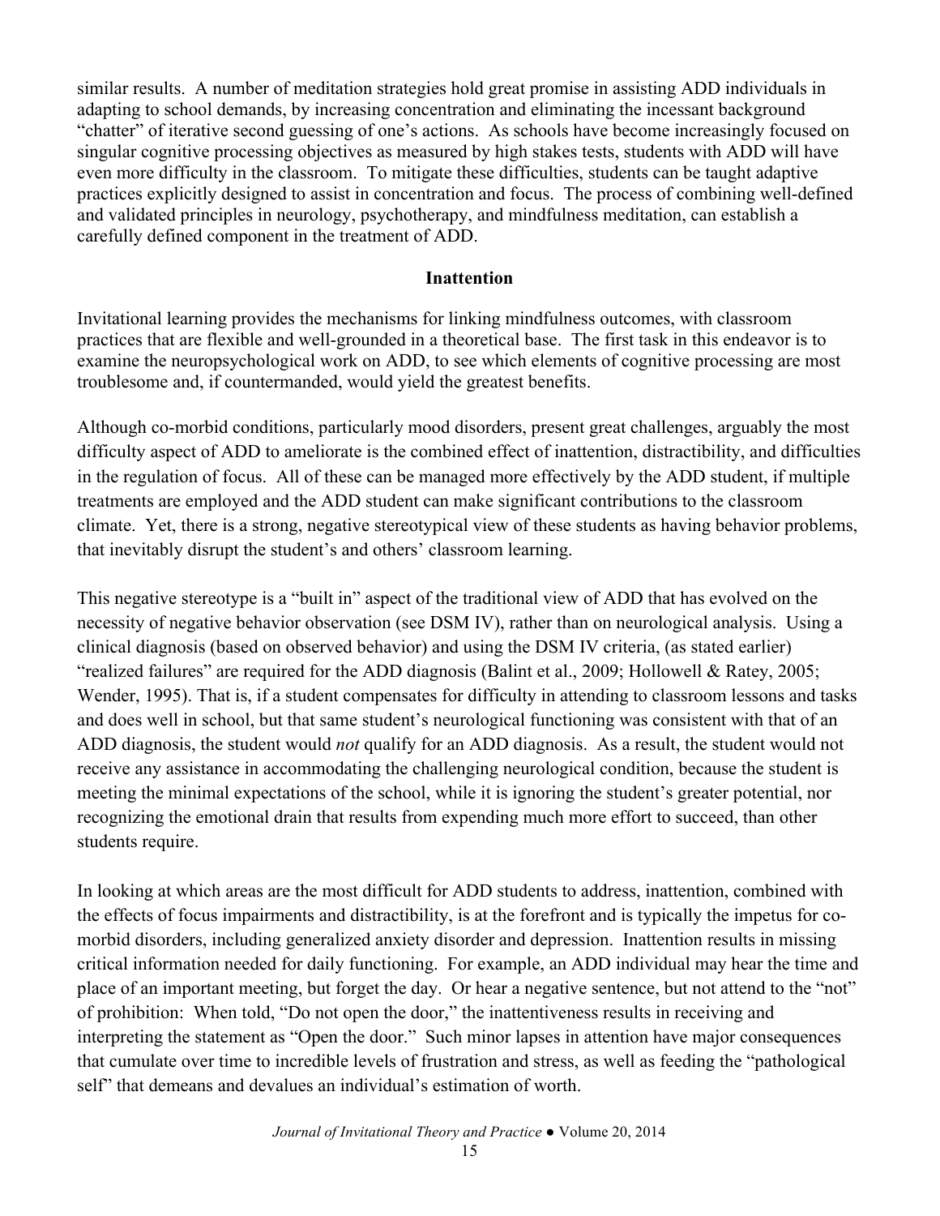similar results. A number of meditation strategies hold great promise in assisting ADD individuals in adapting to school demands, by increasing concentration and eliminating the incessant background "chatter" of iterative second guessing of one's actions. As schools have become increasingly focused on singular cognitive processing objectives as measured by high stakes tests, students with ADD will have even more difficulty in the classroom. To mitigate these difficulties, students can be taught adaptive practices explicitly designed to assist in concentration and focus. The process of combining well-defined and validated principles in neurology, psychotherapy, and mindfulness meditation, can establish a carefully defined component in the treatment of ADD.

## Inattention

Invitational learning provides the mechanisms for linking mindfulness outcomes, with classroom practices that are flexible and well-grounded in a theoretical base. The first task in this endeavor is to examine the neuropsychological work on ADD, to see which elements of cognitive processing are most troublesome and, if countermanded, would yield the greatest benefits.

Although co-morbid conditions, particularly mood disorders, present great challenges, arguably the most difficulty aspect of ADD to ameliorate is the combined effect of inattention, distractibility, and difficulties in the regulation of focus. All of these can be managed more effectively by the ADD student, if multiple treatments are employed and the ADD student can make significant contributions to the classroom climate. Yet, there is a strong, negative stereotypical view of these students as having behavior problems, that inevitably disrupt the student's and others' classroom learning.

This negative stereotype is a "built in" aspect of the traditional view of ADD that has evolved on the necessity of negative behavior observation (see DSM IV), rather than on neurological analysis. Using a clinical diagnosis (based on observed behavior) and using the DSM IV criteria, (as stated earlier) "realized failures" are required for the ADD diagnosis (Balint et al., 2009; Hollowell & Ratey, 2005; Wender, 1995). That is, if a student compensates for difficulty in attending to classroom lessons and tasks and does well in school, but that same student's neurological functioning was consistent with that of an ADD diagnosis, the student would *not* qualify for an ADD diagnosis. As a result, the student would not receive any assistance in accommodating the challenging neurological condition, because the student is meeting the minimal expectations of the school, while it is ignoring the student's greater potential, nor recognizing the emotional drain that results from expending much more effort to succeed, than other students require.

In looking at which areas are the most difficult for ADD students to address, inattention, combined with the effects of focus impairments and distractibility, is at the forefront and is typically the impetus for co-morbid disorders, including generalized anxiety disorder and depression. Inattention results in missing critical information needed for daily functioning. For example, an ADD individual may hear the time and place of an important meeting, but forget the day. Or hear a negative sentence, but not attend to the "not" of prohibition: When told, "Do not open the door," the inattentiveness results in receiving and interpreting the statement as "Open the door." Such minor lapses in attention have major consequences that cumulate over time to incredible levels of frustration and stress, as well as feeding the "pathological self" that demeans and devalues an individual's estimation of worth.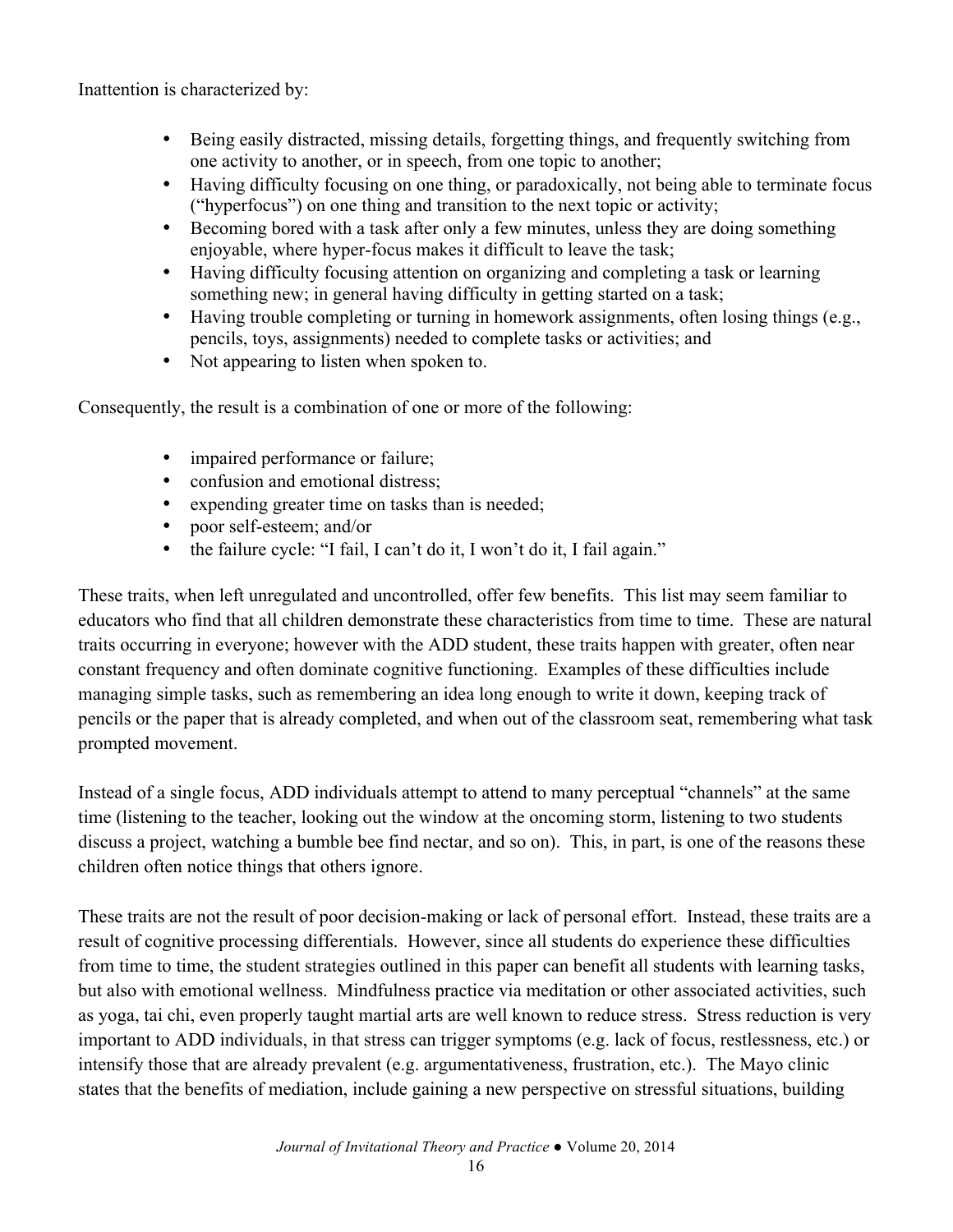Inattention is characterized by:

- Being easily distracted, missing details, forgetting things, and frequently switching from one activity to another, or in speech, from one topic to another;
- Having difficulty focusing on one thing, or paradoxically, not being able to terminate focus ("hyperfocus") on one thing and transition to the next topic or activity;
- Becoming bored with a task after only a few minutes, unless they are doing something enjoyable, where hyper-focus makes it difficult to leave the task;
- Having difficulty focusing attention on organizing and completing a task or learning something new; in general having difficulty in getting started on a task;
- Having trouble completing or turning in homework assignments, often losing things (e.g., pencils, toys, assignments) needed to complete tasks or activities; and
- Not appearing to listen when spoken to.

Consequently, the result is a combination of one or more of the following:

- impaired performance or failure;
- confusion and emotional distress;
- expending greater time on tasks than is needed;
- poor self-esteem; and/or
- the failure cycle: "I fail, I can't do it, I won't do it, I fail again."

These traits, when left unregulated and uncontrolled, offer few benefits. This list may seem familiar to educators who find that all children demonstrate these characteristics from time to time. These are natural traits occurring in everyone; however with the ADD student, these traits happen with greater, often near constant frequency and often dominate cognitive functioning. Examples of these difficulties include managing simple tasks, such as remembering an idea long enough to write it down, keeping track of pencils or the paper that is already completed, and when out of the classroom seat, remembering what task prompted movement.

Instead of a single focus, ADD individuals attempt to attend to many perceptual "channels" at the same time (listening to the teacher, looking out the window at the oncoming storm, listening to two students discuss a project, watching a bumble bee find nectar, and so on). This, in part, is one of the reasons these children often notice things that others ignore.

These traits are not the result of poor decision-making or lack of personal effort. Instead, these traits are a result of cognitive processing differentials. However, since all students do experience these difficulties from time to time, the student strategies outlined in this paper can benefit all students with learning tasks, but also with emotional wellness. Mindfulness practice via meditation or other associated activities, such as yoga, tai chi, even properly taught martial arts are well known to reduce stress. Stress reduction is very important to ADD individuals, in that stress can trigger symptoms (e.g. lack of focus, restlessness, etc.) or intensify those that are already prevalent (e.g. argumentativeness, frustration, etc.). The Mayo clinic states that the benefits of mediation, include gaining a new perspective on stressful situations, building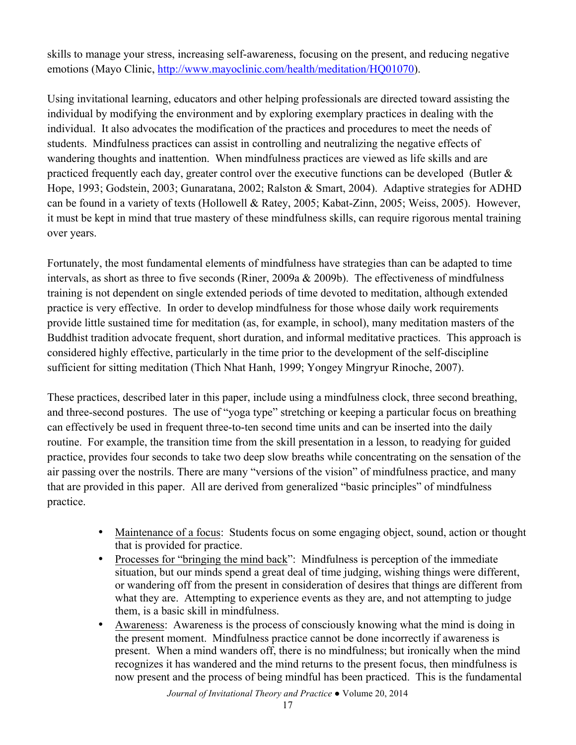skills to manage your stress, increasing self-awareness, focusing on the present, and reducing negative emotions (Mayo Clinic, http://www.mayoclinic.com/health/meditation/HQ01070).

Using invitational learning, educators and other helping professionals are directed toward assisting the individual by modifying the environment and by exploring exemplary practices in dealing with the individual. It also advocates the modification of the practices and procedures to meet the needs of students. Mindfulness practices can assist in controlling and neutralizing the negative effects of wandering thoughts and inattention. When mindfulness practices are viewed as life skills and are practiced frequently each day, greater control over the executive functions can be developed (Butler & Hope, 1993; Godstein, 2003; Gunaratana, 2002; Ralston & Smart, 2004). Adaptive strategies for ADHD can be found in a variety of texts (Hollowell & Ratey, 2005; Kabat-Zinn, 2005; Weiss, 2005). However, it must be kept in mind that true mastery of these mindfulness skills, can require rigorous mental training over years.

Fortunately, the most fundamental elements of mindfulness have strategies than can be adapted to time intervals, as short as three to five seconds (Riner, 2009a & 2009b). The effectiveness of mindfulness training is not dependent on single extended periods of time devoted to meditation, although extended practice is very effective. In order to develop mindfulness for those whose daily work requirements provide little sustained time for meditation (as, for example, in school), many meditation masters of the Buddhist tradition advocate frequent, short duration, and informal meditative practices. This approach is considered highly effective, particularly in the time prior to the development of the self-discipline sufficient for sitting meditation (Thich Nhat Hanh, 1999; Yongey Mingryur Rinoche, 2007).

These practices, described later in this paper, include using a mindfulness clock, three second breathing, and three-second postures. The use of "yoga type" stretching or keeping a particular focus on breathing can effectively be used in frequent three-to-ten second time units and can be inserted into the daily routine. For example, the transition time from the skill presentation in a lesson, to readying for guided practice, provides four seconds to take two deep slow breaths while concentrating on the sensation of the air passing over the nostrils. There are many "versions of the vision" of mindfulness practice, and many that are provided in this paper. All are derived from generalized "basic principles" of mindfulness practice.

- Maintenance of a focus: Students focus on some engaging object, sound, action or thought that is provided for practice.
- Processes for "bringing the mind back": Mindfulness is perception of the immediate situation, but our minds spend a great deal of time judging, wishing things were different, or wandering off from the present in consideration of desires that things are different from what they are. Attempting to experience events as they are, and not attempting to judge them, is a basic skill in mindfulness.
- Awareness: Awareness is the process of consciously knowing what the mind is doing in the present moment. Mindfulness practice cannot be done incorrectly if awareness is present. When a mind wanders off, there is no mindfulness; but ironically when the mind recognizes it has wandered and the mind returns to the present focus, then mindfulness is now present and the process of being mindful has been practiced. This is the fundamental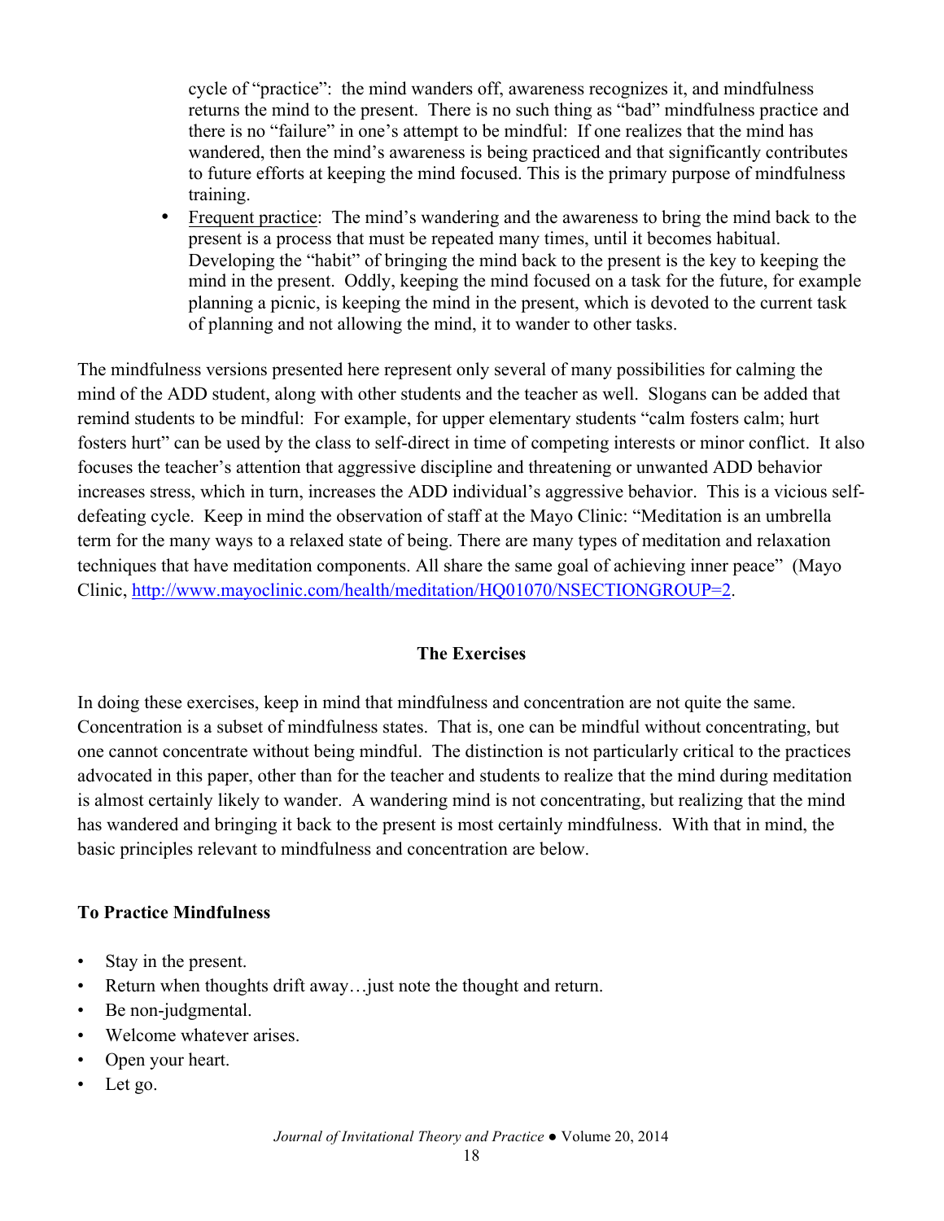cycle of "practice": the mind wanders off, awareness recognizes it, and mindfulness returns the mind to the present. There is no such thing as "bad" mindfulness practice and there is no "failure" in one's attempt to be mindful: If one realizes that the mind has wandered, then the mind's awareness is being practiced and that significantly contributes to future efforts at keeping the mind focused. This is the primary purpose of mindfulness training.

- Frequent practice: The mind's wandering and the awareness to bring the mind back to the present is a process that must be repeated many times, until it becomes habitual. Developing the "habit" of bringing the mind back to the present is the key to keeping the mind in the present. Oddly, keeping the mind focused on a task for the future, for example planning a picnic, is keeping the mind in the present, which is devoted to the current task of planning and not allowing the mind, it to wander to other tasks.

The mindfulness versions presented here represent only several of many possibilities for calming the mind of the ADD student, along with other students and the teacher as well. Slogans can be added that remind students to be mindful: For example, for upper elementary students "calm fosters calm; hurt fosters hurt" can be used by the class to self-direct in time of competing interests or minor conflict. It also focuses the teacher's attention that aggressive discipline and threatening or unwanted ADD behavior increases stress, which in turn, increases the ADD individual's aggressive behavior. This is a vicious self-defeating cycle. Keep in mind the observation of staff at the Mayo Clinic: "Meditation is an umbrella term for the many ways to a relaxed state of being. There are many types of meditation and relaxation techniques that have meditation components. All share the same goal of achieving inner peace" (Mayo Clinic, http://www.mayoclinic.com/health/meditation/HQ01070/NSECTIONGROUP=2.

## The Exercises

In doing these exercises, keep in mind that mindfulness and concentration are not quite the same. Concentration is a subset of mindfulness states. That is, one can be mindful without concentrating, but one cannot concentrate without being mindful. The distinction is not particularly critical to the practices advocated in this paper, other than for the teacher and students to realize that the mind during meditation is almost certainly likely to wander. A wandering mind is not concentrating, but realizing that the mind has wandered and bringing it back to the present is most certainly mindfulness. With that in mind, the basic principles relevant to mindfulness and concentration are below.

### To Practice Mindfulness

- Stay in the present.
- Return when thoughts drift away…just note the thought and return.
- Be non-judgmental.
- Welcome whatever arises.
- Open your heart.
- Let go.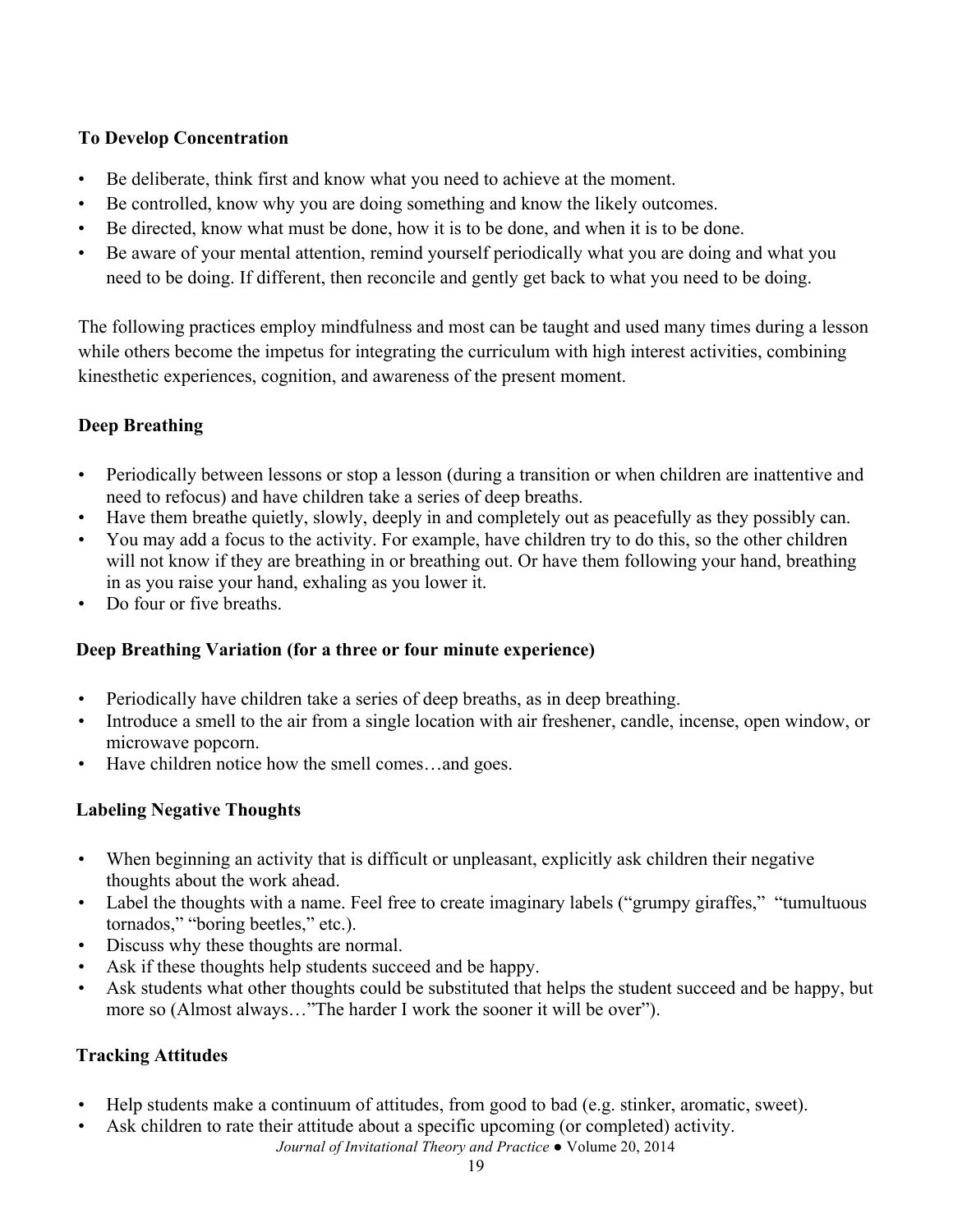**To Develop Concentration**

- Be deliberate, think first and know what you need to achieve at the moment.
- Be controlled, know why you are doing something and know the likely outcomes.
- Be directed, know what must be done, how it is to be done, and when it is to be done.
- Be aware of your mental attention, remind yourself periodically what you are doing and what you need to be doing. If different, then reconcile and gently get back to what you need to be doing.

The following practices employ mindfulness and most can be taught and used many times during a lesson while others become the impetus for integrating the curriculum with high interest activities, combining kinesthetic experiences, cognition, and awareness of the present moment.

**Deep Breathing**

- Periodically between lessons or stop a lesson (during a transition or when children are inattentive and need to refocus) and have children take a series of deep breaths.
- Have them breathe quietly, slowly, deeply in and completely out as peacefully as they possibly can.
- You may add a focus to the activity. For example, have children try to do this, so the other children will not know if they are breathing in or breathing out. Or have them following your hand, breathing in as you raise your hand, exhaling as you lower it.
- Do four or five breaths.

**Deep Breathing Variation (for a three or four minute experience)**

- Periodically have children take a series of deep breaths, as in deep breathing.
- Introduce a smell to the air from a single location with air freshener, candle, incense, open window, or microwave popcorn.
- Have children notice how the smell comes…and goes.

**Labeling Negative Thoughts**

- When beginning an activity that is difficult or unpleasant, explicitly ask children their negative thoughts about the work ahead.
- Label the thoughts with a name. Feel free to create imaginary labels ("grumpy giraffes," "tumultuous tornados," "boring beetles," etc.).
- Discuss why these thoughts are normal.
- Ask if these thoughts help students succeed and be happy.
- Ask students what other thoughts could be substituted that helps the student succeed and be happy, but more so (Almost always…"The harder I work the sooner it will be over").

**Tracking Attitudes**

- Help students make a continuum of attitudes, from good to bad (e.g. stinker, aromatic, sweet).
- Ask children to rate their attitude about a specific upcoming (or completed) activity.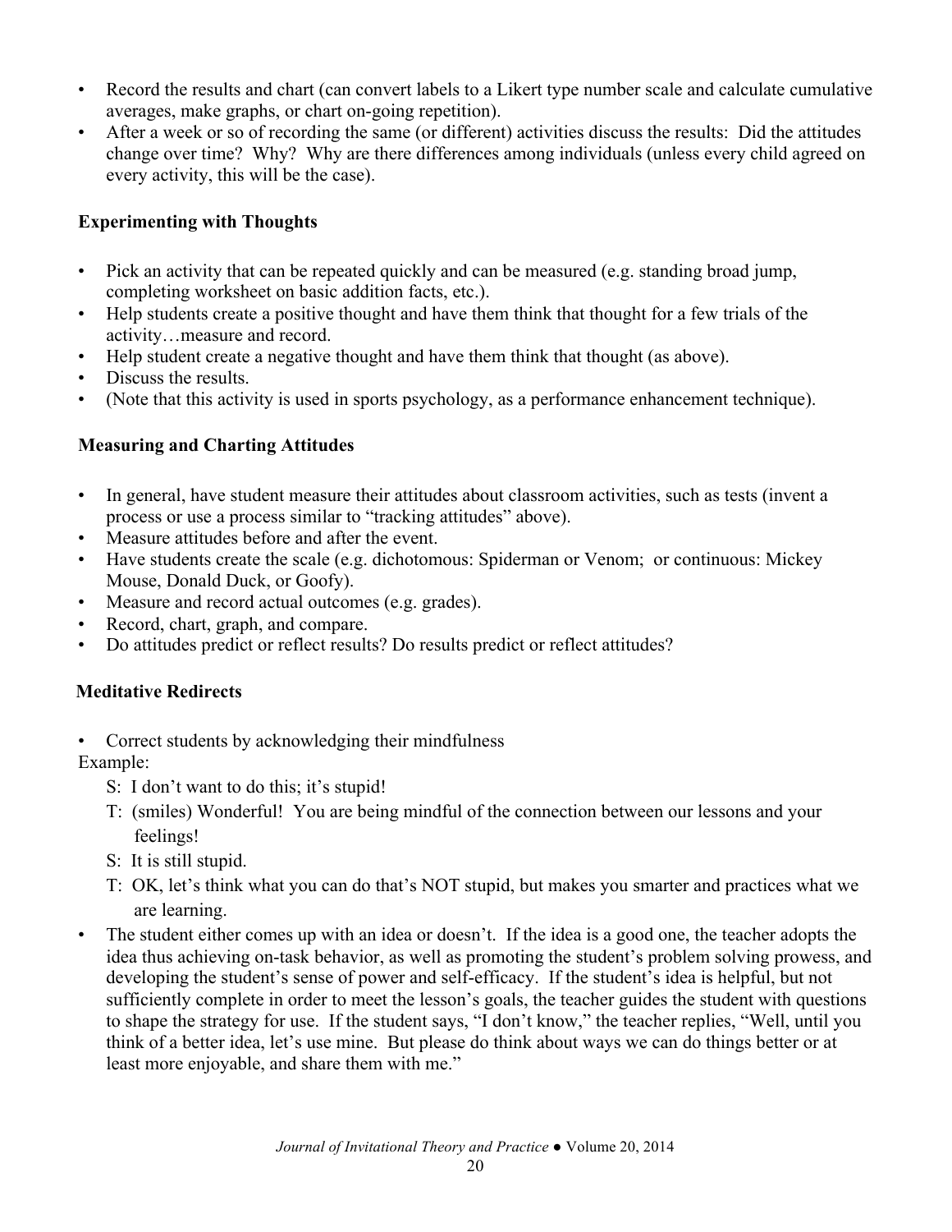- Record the results and chart (can convert labels to a Likert type number scale and calculate cumulative averages, make graphs, or chart on-going repetition).
- After a week or so of recording the same (or different) activities discuss the results: Did the attitudes change over time? Why? Why are there differences among individuals (unless every child agreed on every activity, this will be the case).

### Experimenting with Thoughts

- Pick an activity that can be repeated quickly and can be measured (e.g. standing broad jump, completing worksheet on basic addition facts, etc.).
- Help students create a positive thought and have them think that thought for a few trials of the activity…measure and record.
- Help student create a negative thought and have them think that thought (as above).
- Discuss the results.
- (Note that this activity is used in sports psychology, as a performance enhancement technique).

### Measuring and Charting Attitudes

- In general, have student measure their attitudes about classroom activities, such as tests (invent a process or use a process similar to "tracking attitudes" above).
- Measure attitudes before and after the event.
- Have students create the scale (e.g. dichotomous: Spiderman or Venom; or continuous: Mickey Mouse, Donald Duck, or Goofy).
- Measure and record actual outcomes (e.g. grades).
- Record, chart, graph, and compare.
- Do attitudes predict or reflect results? Do results predict or reflect attitudes?

### Meditative Redirects

- Correct students by acknowledging their mindfulness

Example:

S: I don't want to do this; it's stupid!

T: (smiles) Wonderful! You are being mindful of the connection between our lessons and your feelings!

S: It is still stupid.

T: OK, let's think what you can do that's NOT stupid, but makes you smarter and practices what we are learning.

- The student either comes up with an idea or doesn't. If the idea is a good one, the teacher adopts the idea thus achieving on-task behavior, as well as promoting the student's problem solving prowess, and developing the student's sense of power and self-efficacy. If the student's idea is helpful, but not sufficiently complete in order to meet the lesson's goals, the teacher guides the student with questions to shape the strategy for use. If the student says, "I don't know," the teacher replies, "Well, until you think of a better idea, let's use mine. But please do think about ways we can do things better or at least more enjoyable, and share them with me."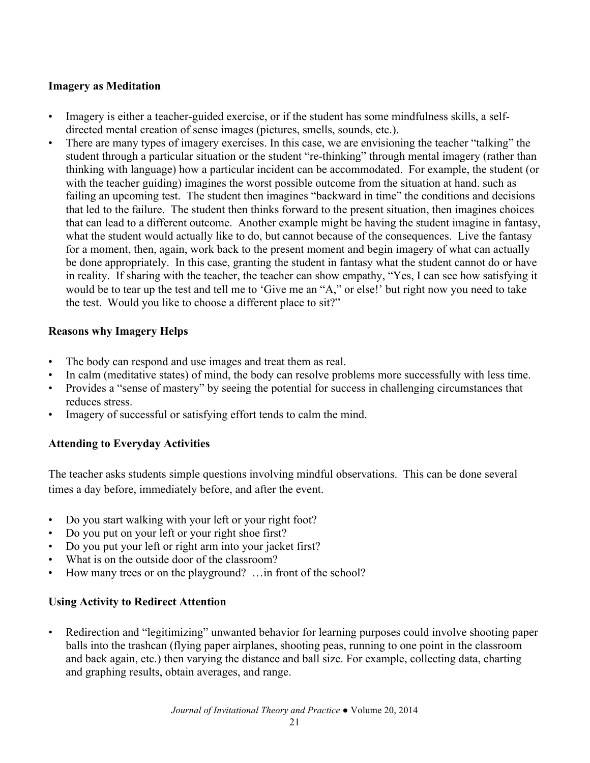**Imagery as Meditation**

- Imagery is either a teacher-guided exercise, or if the student has some mindfulness skills, a self-directed mental creation of sense images (pictures, smells, sounds, etc.).
- There are many types of imagery exercises. In this case, we are envisioning the teacher "talking" the student through a particular situation or the student "re-thinking" through mental imagery (rather than thinking with language) how a particular incident can be accommodated. For example, the student (or with the teacher guiding) imagines the worst possible outcome from the situation at hand. such as failing an upcoming test. The student then imagines "backward in time" the conditions and decisions that led to the failure. The student then thinks forward to the present situation, then imagines choices that can lead to a different outcome. Another example might be having the student imagine in fantasy, what the student would actually like to do, but cannot because of the consequences. Live the fantasy for a moment, then, again, work back to the present moment and begin imagery of what can actually be done appropriately. In this case, granting the student in fantasy what the student cannot do or have in reality. If sharing with the teacher, the teacher can show empathy, "Yes, I can see how satisfying it would be to tear up the test and tell me to 'Give me an "A," or else!' but right now you need to take the test. Would you like to choose a different place to sit?"

**Reasons why Imagery Helps**

- The body can respond and use images and treat them as real.
- In calm (meditative states) of mind, the body can resolve problems more successfully with less time.
- Provides a "sense of mastery" by seeing the potential for success in challenging circumstances that reduces stress.
- Imagery of successful or satisfying effort tends to calm the mind.

**Attending to Everyday Activities**

The teacher asks students simple questions involving mindful observations. This can be done several times a day before, immediately before, and after the event.

- Do you start walking with your left or your right foot?
- Do you put on your left or your right shoe first?
- Do you put your left or right arm into your jacket first?
- What is on the outside door of the classroom?
- How many trees or on the playground? …in front of the school?

**Using Activity to Redirect Attention**

- Redirection and "legitimizing" unwanted behavior for learning purposes could involve shooting paper balls into the trashcan (flying paper airplanes, shooting peas, running to one point in the classroom and back again, etc.) then varying the distance and ball size. For example, collecting data, charting and graphing results, obtain averages, and range.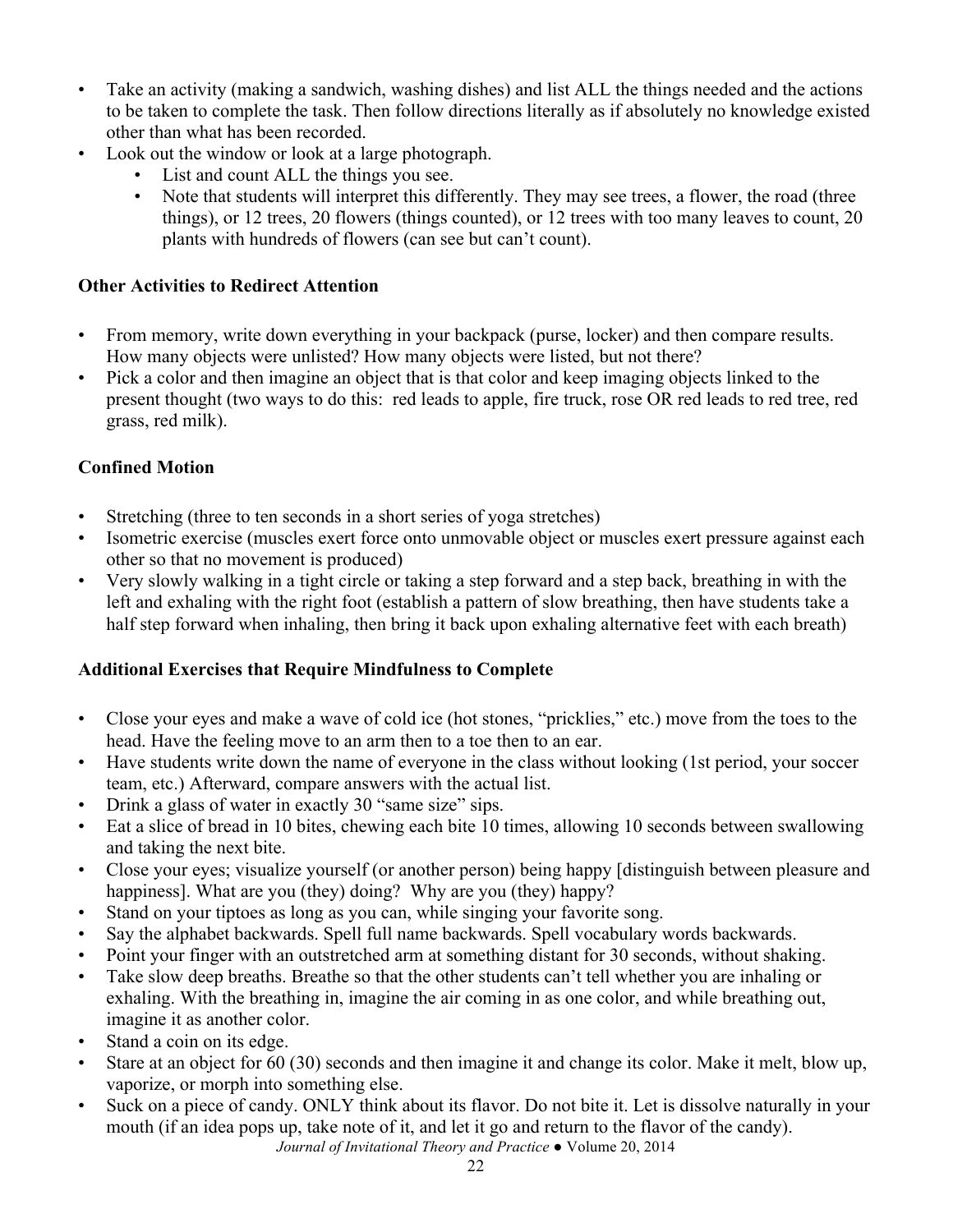- Take an activity (making a sandwich, washing dishes) and list ALL the things needed and the actions to be taken to complete the task. Then follow directions literally as if absolutely no knowledge existed other than what has been recorded.
- Look out the window or look at a large photograph.
  - List and count ALL the things you see.
  - Note that students will interpret this differently. They may see trees, a flower, the road (three things), or 12 trees, 20 flowers (things counted), or 12 trees with too many leaves to count, 20 plants with hundreds of flowers (can see but can't count).

**Other Activities to Redirect Attention**

- From memory, write down everything in your backpack (purse, locker) and then compare results. How many objects were unlisted? How many objects were listed, but not there?
- Pick a color and then imagine an object that is that color and keep imaging objects linked to the present thought (two ways to do this: red leads to apple, fire truck, rose OR red leads to red tree, red grass, red milk).

**Confined Motion**

- Stretching (three to ten seconds in a short series of yoga stretches)
- Isometric exercise (muscles exert force onto unmovable object or muscles exert pressure against each other so that no movement is produced)
- Very slowly walking in a tight circle or taking a step forward and a step back, breathing in with the left and exhaling with the right foot (establish a pattern of slow breathing, then have students take a half step forward when inhaling, then bring it back upon exhaling alternative feet with each breath)

**Additional Exercises that Require Mindfulness to Complete**

- Close your eyes and make a wave of cold ice (hot stones, "pricklies," etc.) move from the toes to the head. Have the feeling move to an arm then to a toe then to an ear.
- Have students write down the name of everyone in the class without looking (1st period, your soccer team, etc.) Afterward, compare answers with the actual list.
- Drink a glass of water in exactly 30 "same size" sips.
- Eat a slice of bread in 10 bites, chewing each bite 10 times, allowing 10 seconds between swallowing and taking the next bite.
- Close your eyes; visualize yourself (or another person) being happy [distinguish between pleasure and happiness]. What are you (they) doing? Why are you (they) happy?
- Stand on your tiptoes as long as you can, while singing your favorite song.
- Say the alphabet backwards. Spell full name backwards. Spell vocabulary words backwards.
- Point your finger with an outstretched arm at something distant for 30 seconds, without shaking.
- Take slow deep breaths. Breathe so that the other students can't tell whether you are inhaling or exhaling. With the breathing in, imagine the air coming in as one color, and while breathing out, imagine it as another color.
- Stand a coin on its edge.
- Stare at an object for 60 (30) seconds and then imagine it and change its color. Make it melt, blow up, vaporize, or morph into something else.
- Suck on a piece of candy. ONLY think about its flavor. Do not bite it. Let is dissolve naturally in your mouth (if an idea pops up, take note of it, and let it go and return to the flavor of the candy).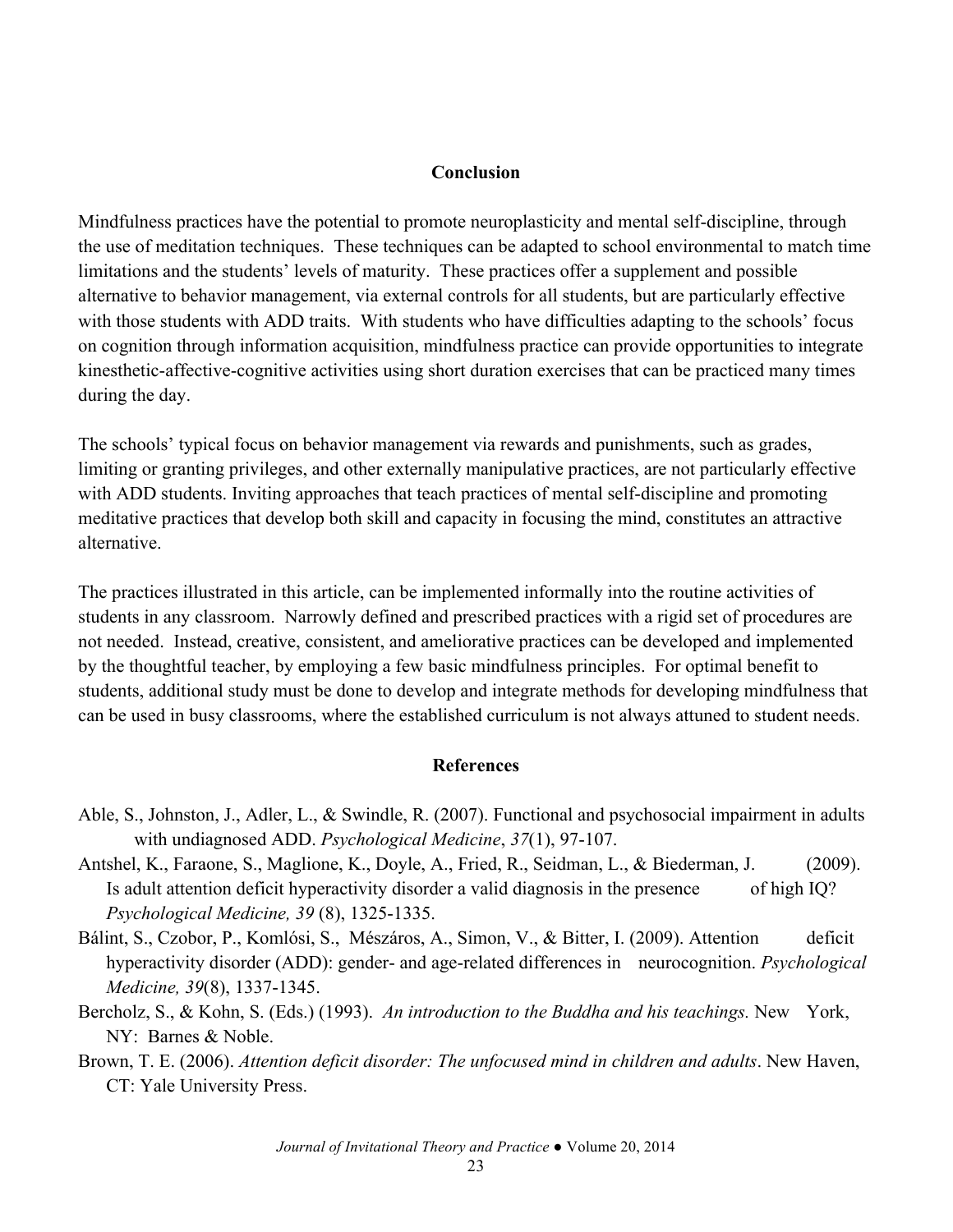## Conclusion

Mindfulness practices have the potential to promote neuroplasticity and mental self-discipline, through the use of meditation techniques. These techniques can be adapted to school environmental to match time limitations and the students' levels of maturity. These practices offer a supplement and possible alternative to behavior management, via external controls for all students, but are particularly effective with those students with ADD traits. With students who have difficulties adapting to the schools' focus on cognition through information acquisition, mindfulness practice can provide opportunities to integrate kinesthetic-affective-cognitive activities using short duration exercises that can be practiced many times during the day.

The schools' typical focus on behavior management via rewards and punishments, such as grades, limiting or granting privileges, and other externally manipulative practices, are not particularly effective with ADD students. Inviting approaches that teach practices of mental self-discipline and promoting meditative practices that develop both skill and capacity in focusing the mind, constitutes an attractive alternative.

The practices illustrated in this article, can be implemented informally into the routine activities of students in any classroom. Narrowly defined and prescribed practices with a rigid set of procedures are not needed. Instead, creative, consistent, and ameliorative practices can be developed and implemented by the thoughtful teacher, by employing a few basic mindfulness principles. For optimal benefit to students, additional study must be done to develop and integrate methods for developing mindfulness that can be used in busy classrooms, where the established curriculum is not always attuned to student needs.

## References

Able, S., Johnston, J., Adler, L., & Swindle, R. (2007). Functional and psychosocial impairment in adults with undiagnosed ADD. *Psychological Medicine*, *37*(1), 97-107.

Antshel, K., Faraone, S., Maglione, K., Doyle, A., Fried, R., Seidman, L., & Biederman, J. (2009). Is adult attention deficit hyperactivity disorder a valid diagnosis in the presence of high IQ? *Psychological Medicine, 39* (8), 1325-1335.

Bálint, S., Czobor, P., Komlósi, S., Mészáros, A., Simon, V., & Bitter, I. (2009). Attention deficit hyperactivity disorder (ADD): gender- and age-related differences in neurocognition. *Psychological Medicine, 39*(8), 1337-1345.

Bercholz, S., & Kohn, S. (Eds.) (1993). *An introduction to the Buddha and his teachings.* New York, NY: Barnes & Noble.

Brown, T. E. (2006). *Attention deficit disorder: The unfocused mind in children and adults*. New Haven, CT: Yale University Press.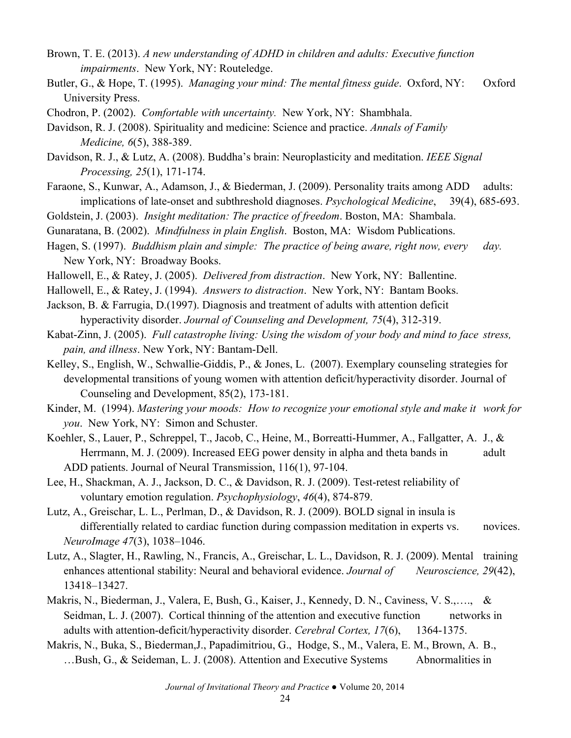Brown, T. E. (2013). *A new understanding of ADHD in children and adults: Executive function impairments*. New York, NY: Routeledge.

Butler, G., & Hope, T. (1995). *Managing your mind: The mental fitness guide*. Oxford, NY: Oxford University Press.

Chodron, P. (2002). *Comfortable with uncertainty.* New York, NY: Shambhala.

Davidson, R. J. (2008). Spirituality and medicine: Science and practice. *Annals of Family Medicine, 6*(5), 388-389.

Davidson, R. J., & Lutz, A. (2008). Buddha's brain: Neuroplasticity and meditation. *IEEE Signal Processing, 25*(1), 171-174.

Faraone, S., Kunwar, A., Adamson, J., & Biederman, J. (2009). Personality traits among ADD adults: implications of late-onset and subthreshold diagnoses. *Psychological Medicine*, 39(4), 685-693.

Goldstein, J. (2003). *Insight meditation: The practice of freedom*. Boston, MA: Shambala.

Gunaratana, B. (2002). *Mindfulness in plain English*. Boston, MA: Wisdom Publications.

Hagen, S. (1997). *Buddhism plain and simple: The practice of being aware, right now, every day.* New York, NY: Broadway Books.

Hallowell, E., & Ratey, J. (2005). *Delivered from distraction*. New York, NY: Ballentine.

Hallowell, E., & Ratey, J. (1994). *Answers to distraction*. New York, NY: Bantam Books.

Jackson, B. & Farrugia, D.(1997). Diagnosis and treatment of adults with attention deficit hyperactivity disorder. *Journal of Counseling and Development, 75*(4), 312-319.

Kabat-Zinn, J. (2005). *Full catastrophe living: Using the wisdom of your body and mind to face stress, pain, and illness*. New York, NY: Bantam-Dell.

Kelley, S., English, W., Schwallie-Giddis, P., & Jones, L. (2007). Exemplary counseling strategies for developmental transitions of young women with attention deficit/hyperactivity disorder. Journal of Counseling and Development, 85(2), 173-181.

Kinder, M. (1994). *Mastering your moods: How to recognize your emotional style and make it work for you*. New York, NY: Simon and Schuster.

Koehler, S., Lauer, P., Schreppel, T., Jacob, C., Heine, M., Borreatti-Hummer, A., Fallgatter, A. J., & Herrmann, M. J. (2009). Increased EEG power density in alpha and theta bands in adult ADD patients. Journal of Neural Transmission, 116(1), 97-104.

Lee, H., Shackman, A. J., Jackson, D. C., & Davidson, R. J. (2009). Test-retest reliability of voluntary emotion regulation. *Psychophysiology*, *46*(4), 874-879.

Lutz, A., Greischar, L. L., Perlman, D., & Davidson, R. J. (2009). BOLD signal in insula is differentially related to cardiac function during compassion meditation in experts vs. novices. *NeuroImage 47*(3), 1038–1046.

Lutz, A., Slagter, H., Rawling, N., Francis, A., Greischar, L. L., Davidson, R. J. (2009). Mental training enhances attentional stability: Neural and behavioral evidence. *Journal of Neuroscience, 29*(42), 13418–13427.

Makris, N., Biederman, J., Valera, E, Bush, G., Kaiser, J., Kennedy, D. N., Caviness, V. S.,…., & Seidman, L. J. (2007). Cortical thinning of the attention and executive function networks in adults with attention-deficit/hyperactivity disorder. *Cerebral Cortex, 17*(6), 1364-1375.

Makris, N., Buka, S., Biederman,J., Papadimitriou, G., Hodge, S., M., Valera, E. M., Brown, A. B., …Bush, G., & Seideman, L. J. (2008). Attention and Executive Systems Abnormalities in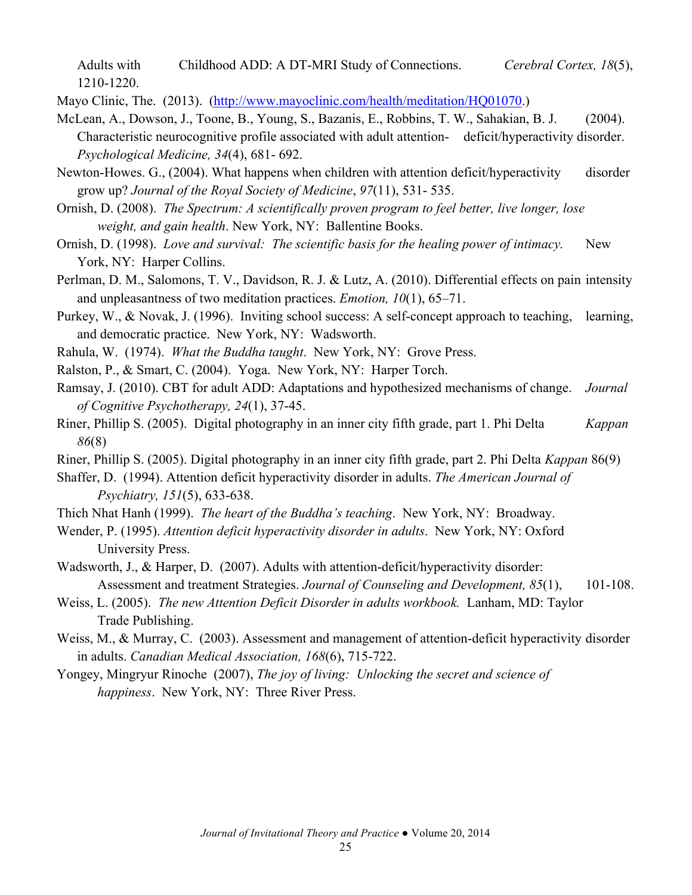Adults with Childhood ADD: A DT-MRI Study of Connections. *Cerebral Cortex, 18*(5), 1210-1220.

Mayo Clinic, The. (2013). (http://www.mayoclinic.com/health/meditation/HQ01070.)

McLean, A., Dowson, J., Toone, B., Young, S., Bazanis, E., Robbins, T. W., Sahakian, B. J. (2004). Characteristic neurocognitive profile associated with adult attention- deficit/hyperactivity disorder. *Psychological Medicine, 34*(4), 681- 692.

Newton-Howes. G., (2004). What happens when children with attention deficit/hyperactivity disorder grow up? *Journal of the Royal Society of Medicine*, *97*(11), 531- 535.

Ornish, D. (2008). *The Spectrum: A scientifically proven program to feel better, live longer, lose weight, and gain health*. New York, NY: Ballentine Books.

Ornish, D. (1998). *Love and survival: The scientific basis for the healing power of intimacy.* New York, NY: Harper Collins.

Perlman, D. M., Salomons, T. V., Davidson, R. J. & Lutz, A. (2010). Differential effects on pain intensity and unpleasantness of two meditation practices. *Emotion, 10*(1), 65–71.

Purkey, W., & Novak, J. (1996). Inviting school success: A self-concept approach to teaching, learning, and democratic practice. New York, NY: Wadsworth.

Rahula, W. (1974). *What the Buddha taught*. New York, NY: Grove Press.

Ralston, P., & Smart, C. (2004). Yoga. New York, NY: Harper Torch.

Ramsay, J. (2010). CBT for adult ADD: Adaptations and hypothesized mechanisms of change. *Journal of Cognitive Psychotherapy, 24*(1), 37-45.

Riner, Phillip S. (2005). Digital photography in an inner city fifth grade, part 1. Phi Delta *Kappan 86*(8)

Riner, Phillip S. (2005). Digital photography in an inner city fifth grade, part 2. Phi Delta *Kappan* 86(9)

Shaffer, D. (1994). Attention deficit hyperactivity disorder in adults. *The American Journal of Psychiatry, 151*(5), 633-638.

Thich Nhat Hanh (1999). *The heart of the Buddha's teaching*. New York, NY: Broadway.

Wender, P. (1995). *Attention deficit hyperactivity disorder in adults*. New York, NY: Oxford University Press.

Wadsworth, J., & Harper, D. (2007). Adults with attention-deficit/hyperactivity disorder: Assessment and treatment Strategies. *Journal of Counseling and Development, 85*(1), 101-108.

Weiss, L. (2005). *The new Attention Deficit Disorder in adults workbook.* Lanham, MD: Taylor Trade Publishing.

Weiss, M., & Murray, C. (2003). Assessment and management of attention-deficit hyperactivity disorder in adults. *Canadian Medical Association, 168*(6), 715-722.

Yongey, Mingryur Rinoche (2007), *The joy of living: Unlocking the secret and science of happiness*. New York, NY: Three River Press.